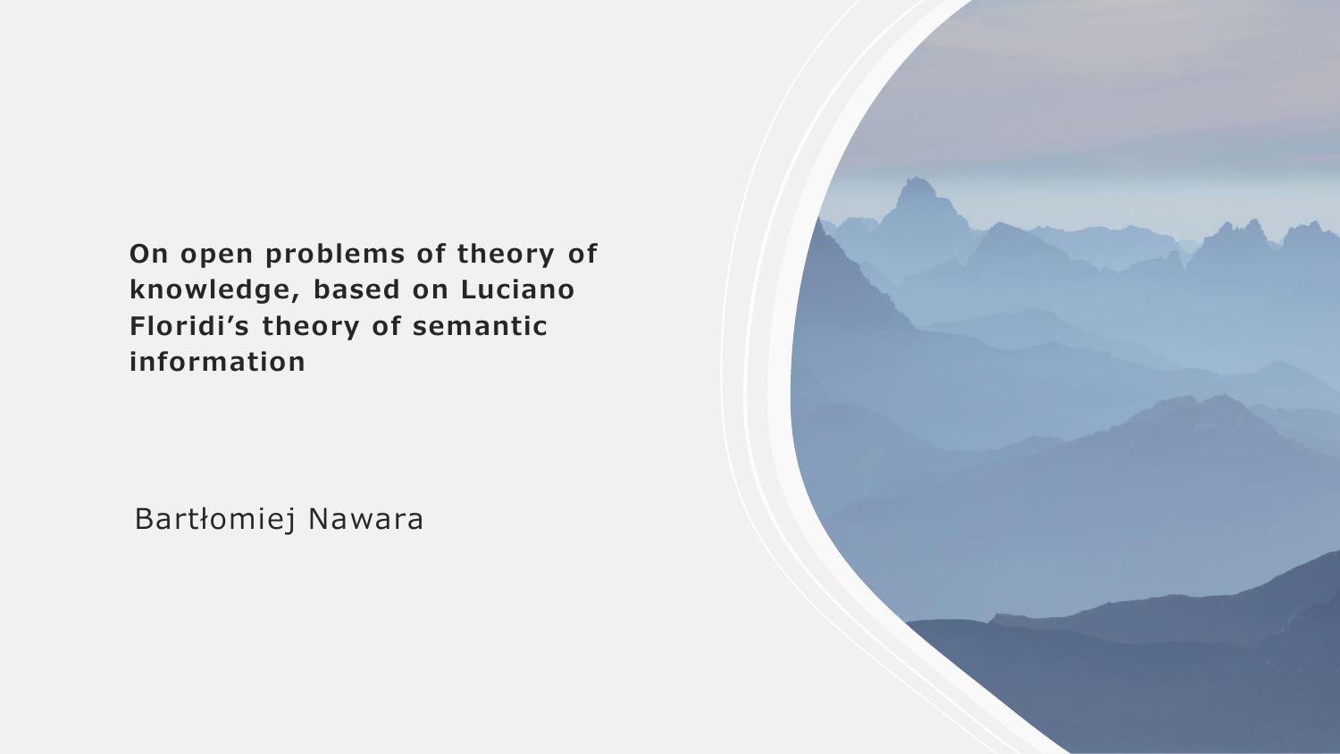# On open problems of theory of knowledge, based on Luciano Floridi’s theory of semantic information

Bartłomiej Nawara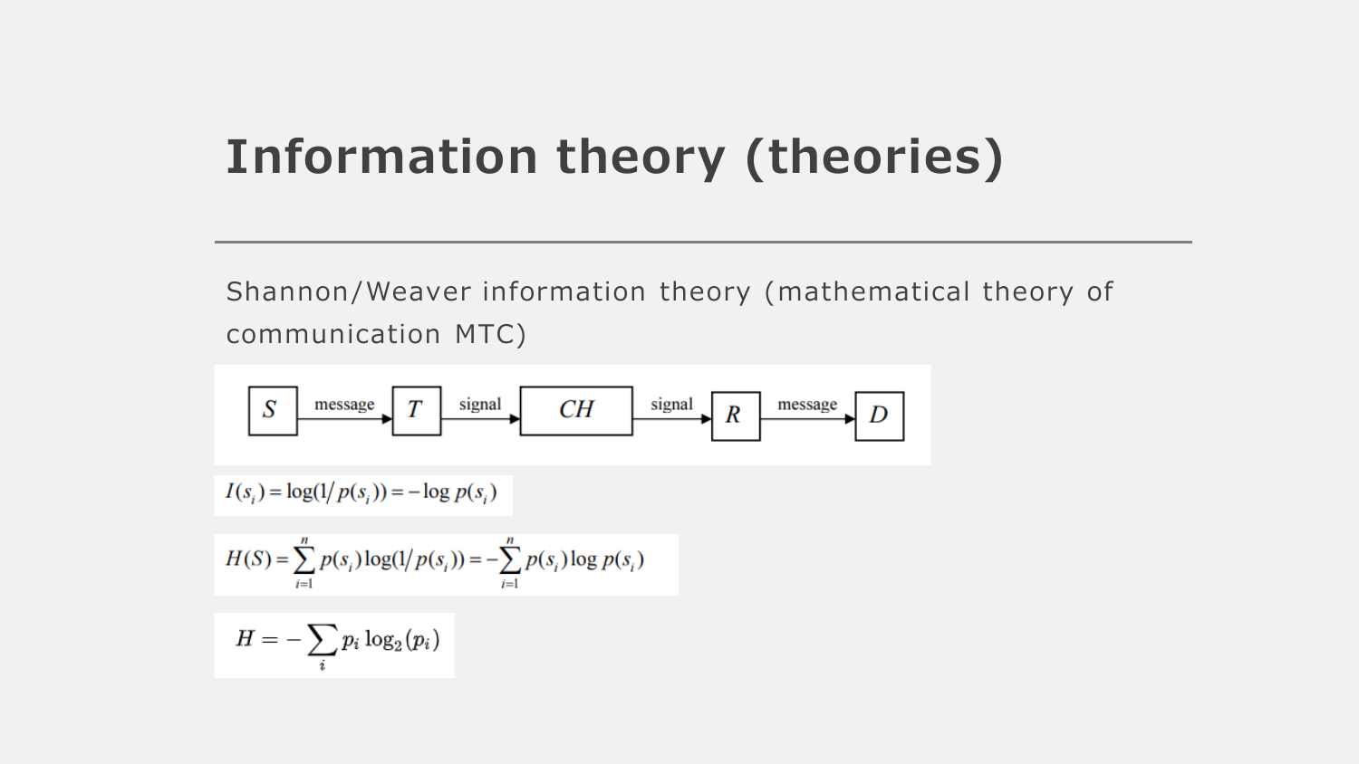# Information theory (theories)

Shannon/Weaver information theory (mathematical theory of communication MTC)

S → message → T → signal → CH → signal → R → message → D

$$I(s_i) = \log(1/p(s_i)) = -\log p(s_i)$$

$$H(S) = \sum_{i=1}^{n} p(s_i)\log(1/p(s_i)) = -\sum_{i=1}^{n} p(s_i)\log p(s_i)$$

$$H = -\sum_{i} p_i \log_2(p_i)$$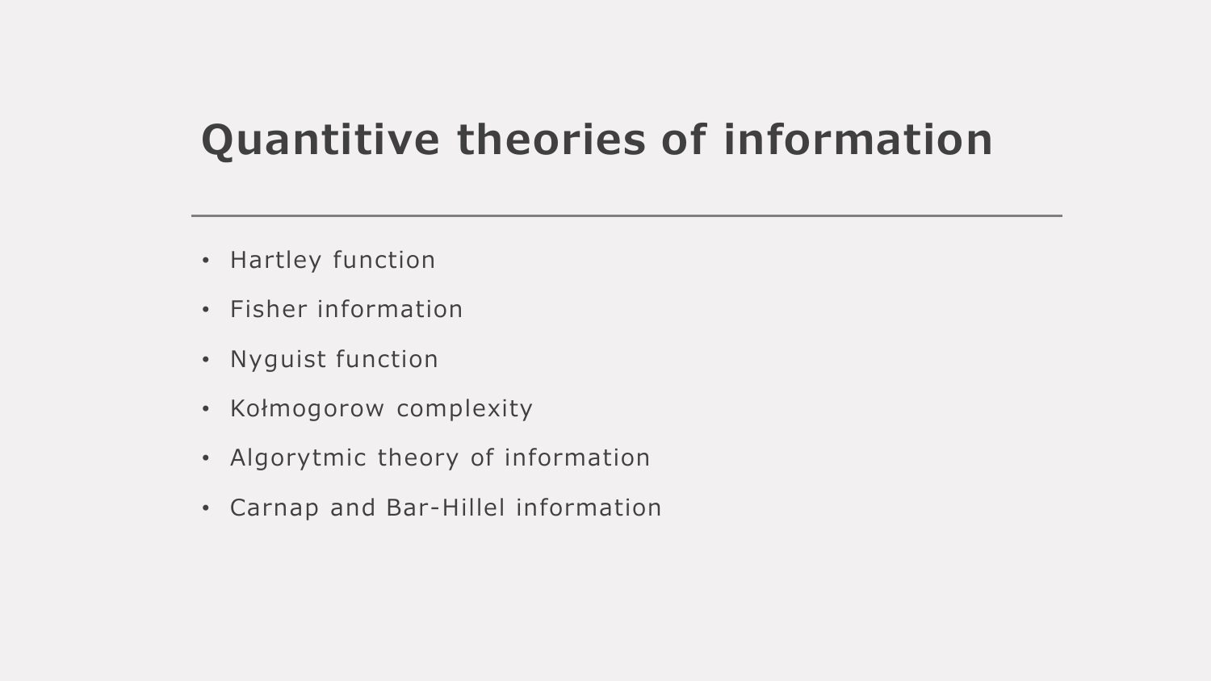# Quantitive theories of information

- Hartley function
- Fisher information
- Nyguist function
- Kołmogorow complexity
- Algorytmic theory of information
- Carnap and Bar-Hillel information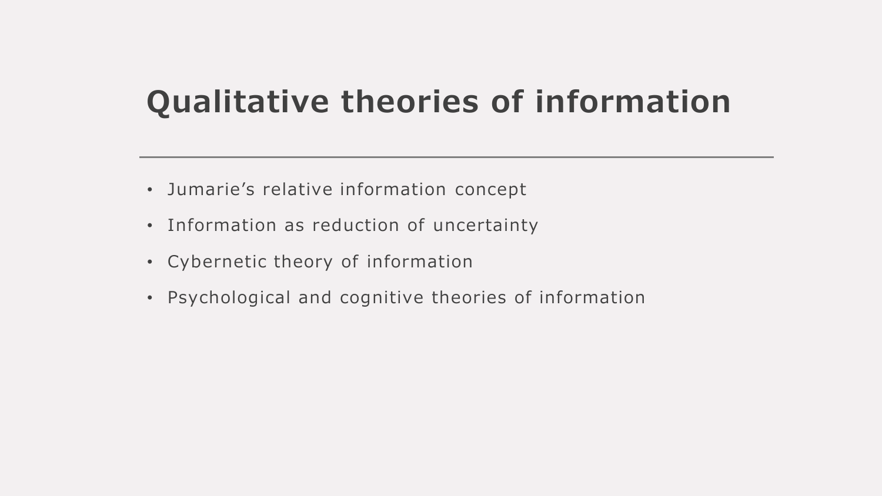# Qualitative theories of information

- Jumarie's relative information concept
- Information as reduction of uncertainty
- Cybernetic theory of information
- Psychological and cognitive theories of information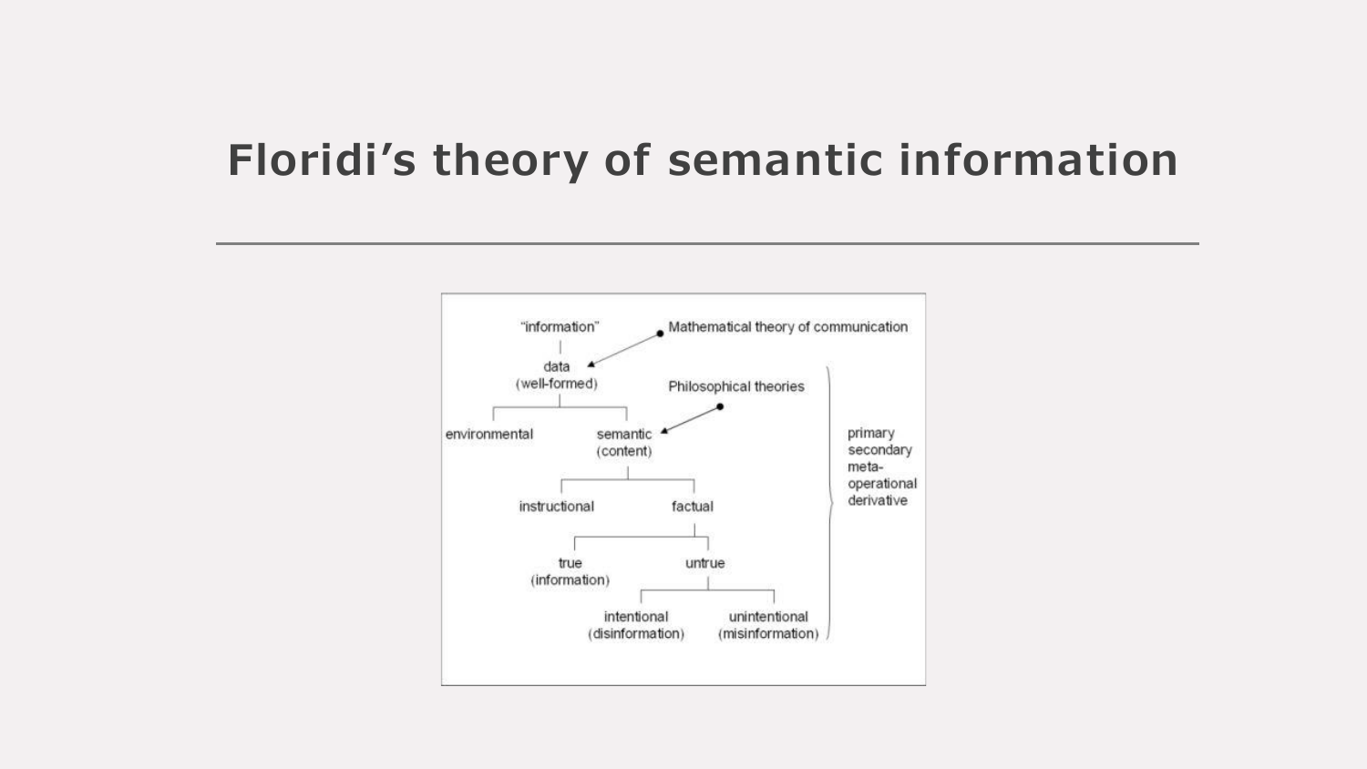# Floridi's theory of semantic information

- "information"
  - data (well-formed) ← Mathematical theory of communication
    - environmental
    - semantic (content) ← Philosophical theories
      - instructional
      - factual
        - true (information)
        - untrue
          - intentional (disinformation)
          - unintentional (misinformation)

primary
secondary
meta-
operational
derivative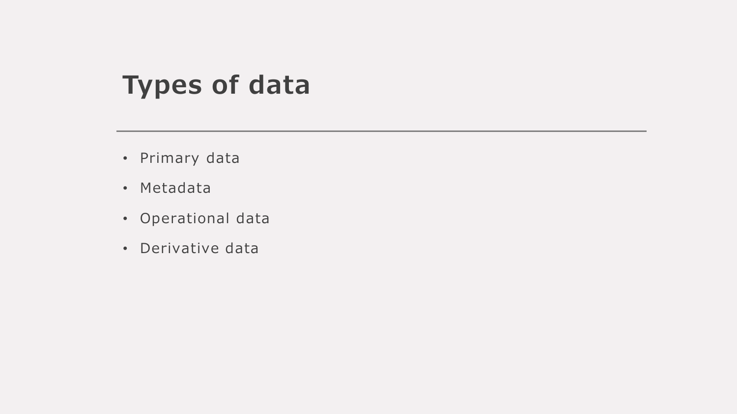# Types of data

- Primary data
- Metadata
- Operational data
- Derivative data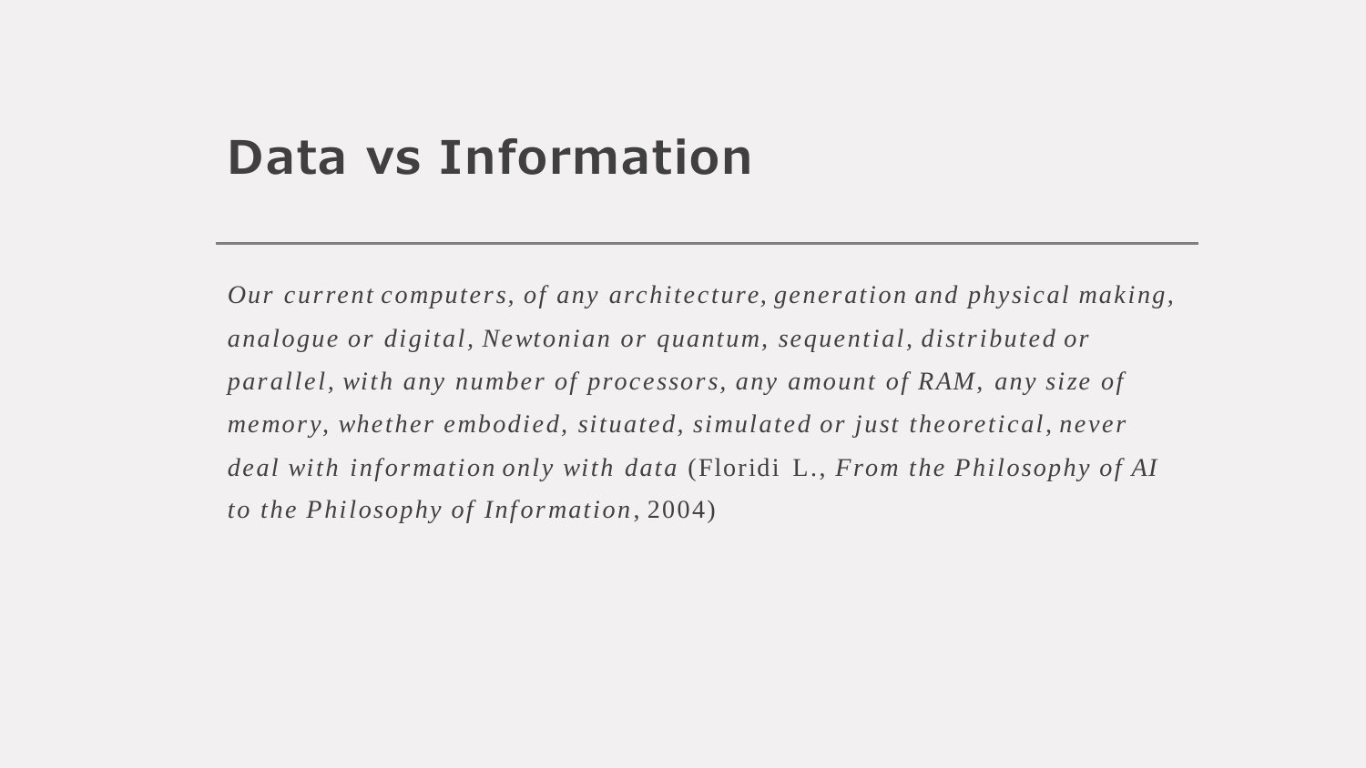# Data vs Information

*Our current computers, of any architecture, generation and physical making, analogue or digital, Newtonian or quantum, sequential, distributed or parallel, with any number of processors, any amount of RAM, any size of memory, whether embodied, situated, simulated or just theoretical, never deal with information only with data* (Floridi L., *From the Philosophy of AI to the Philosophy of Information*, 2004)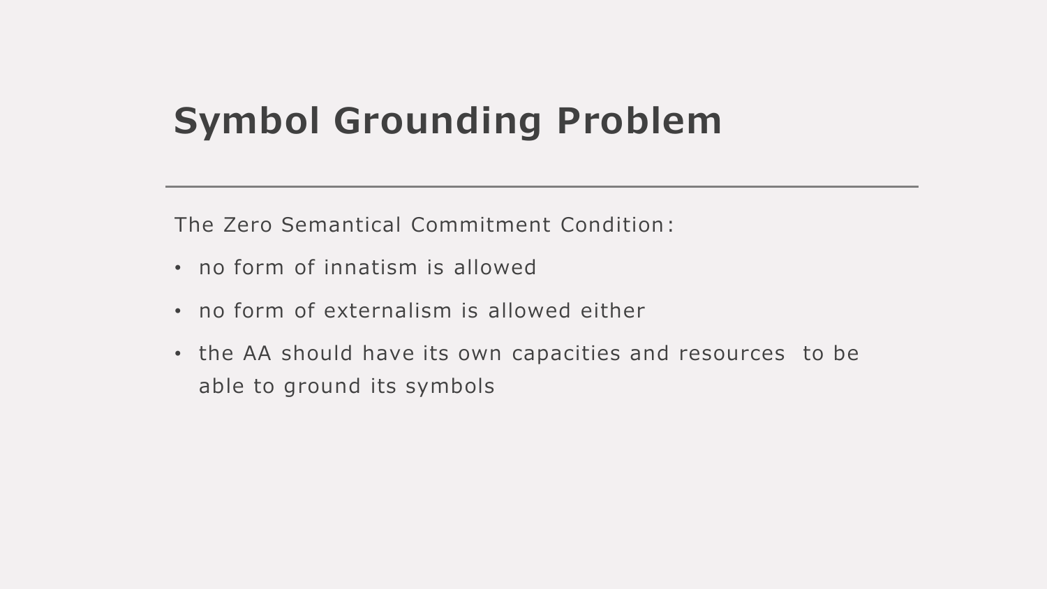# Symbol Grounding Problem

The Zero Semantical Commitment Condition:

- no form of innatism is allowed
- no form of externalism is allowed either
- the AA should have its own capacities and resources to be able to ground its symbols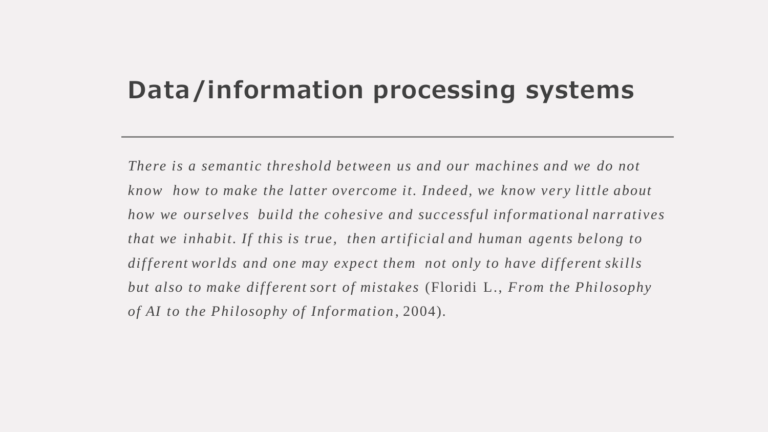# Data/information processing systems

*There is a semantic threshold between us and our machines and we do not know how to make the latter overcome it. Indeed, we know very little about how we ourselves build the cohesive and successful informational narratives that we inhabit. If this is true, then artificial and human agents belong to different worlds and one may expect them not only to have different skills but also to make different sort of mistakes* (Floridi L., *From the Philosophy of AI to the Philosophy of Information*, 2004).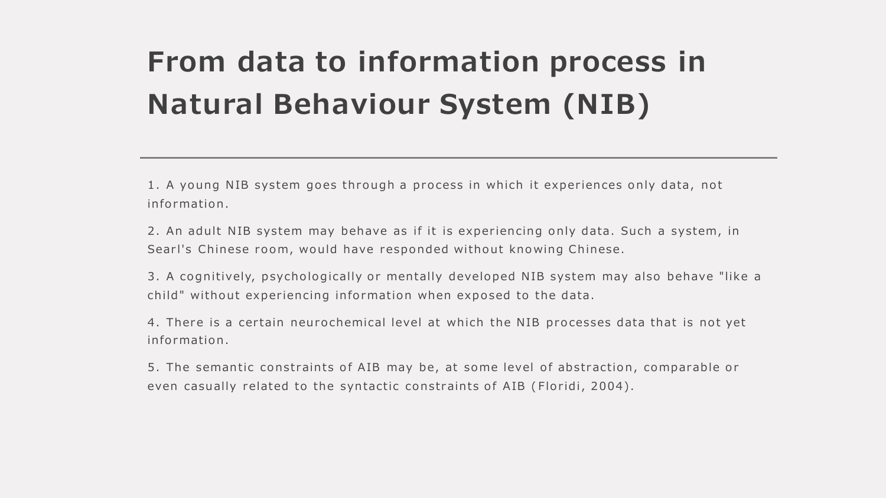# From data to information process in Natural Behaviour System (NIB)

1. A young NIB system goes through a process in which it experiences only data, not information.

2. An adult NIB system may behave as if it is experiencing only data. Such a system, in Searl's Chinese room, would have responded without knowing Chinese.

3. A cognitively, psychologically or mentally developed NIB system may also behave "like a child" without experiencing information when exposed to the data.

4. There is a certain neurochemical level at which the NIB processes data that is not yet information.

5. The semantic constraints of AIB may be, at some level of abstraction, comparable or even casually related to the syntactic constraints of AIB (Floridi, 2004).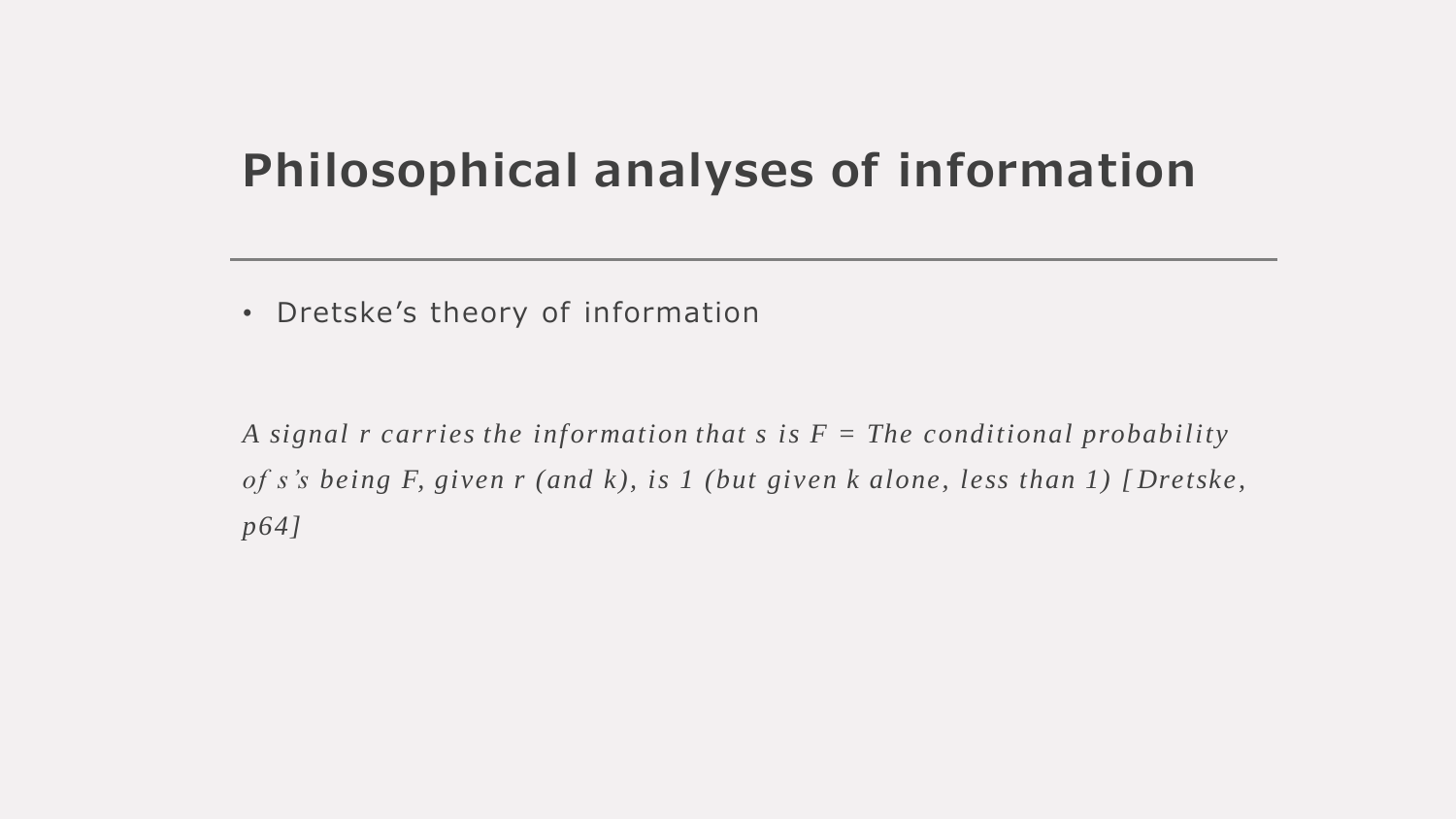# Philosophical analyses of information

- Dretske’s theory of information

*A signal r carries the information that s is F = The conditional probability of s’s being F, given r (and k), is 1 (but given k alone, less than 1) [Dretske, p64]*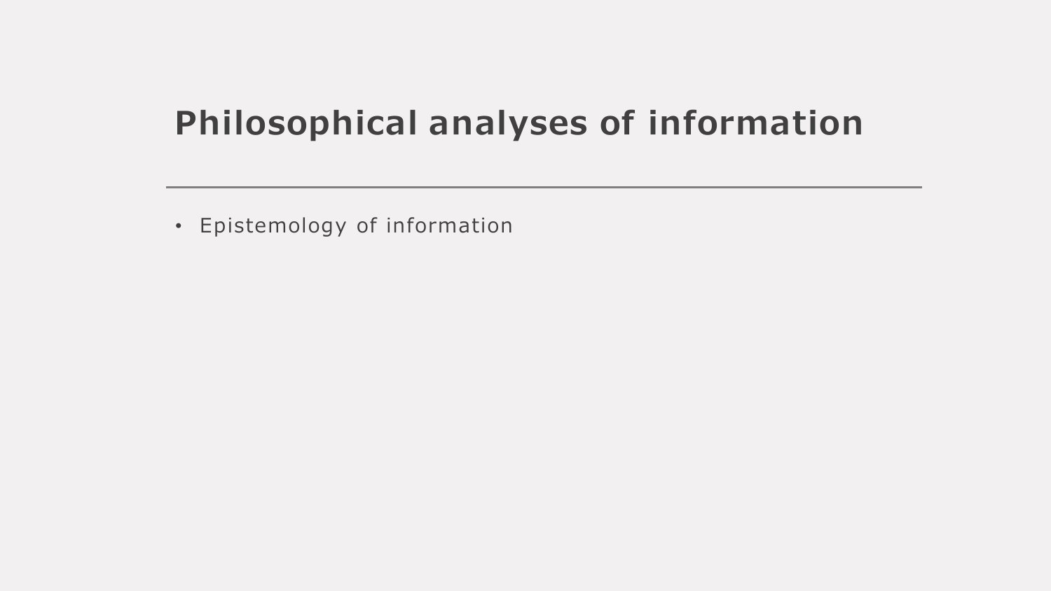# Philosophical analyses of information

- Epistemology of information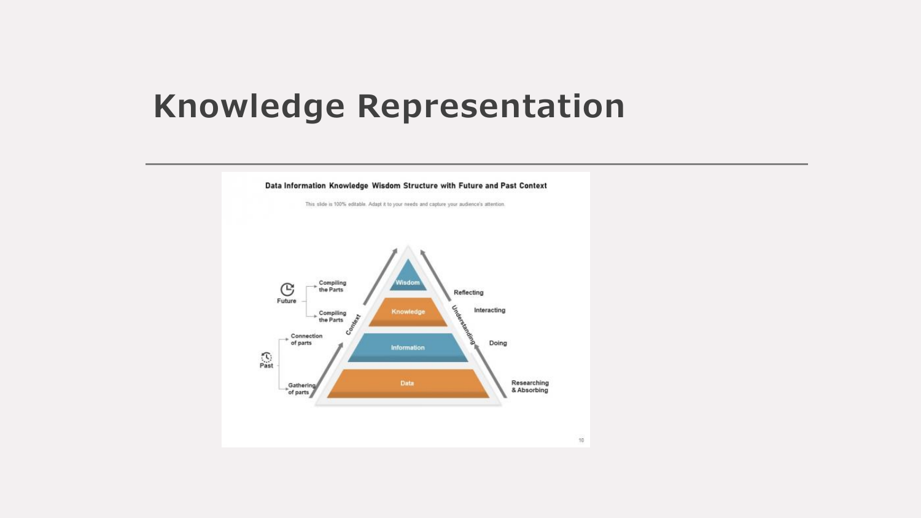# Knowledge Representation

**Data Information Knowledge Wisdom Structure with Future and Past Context**

This slide is 100% editable. Adapt it to your needs and capture your audience's attention.

Wisdom

Knowledge

Information

Data

Context

Understanding

Future
- Compiling the Parts
- Compiling the Parts

Past
- Connection of parts
- Gathering of parts

Reflecting

Interacting

Doing

Researching & Absorbing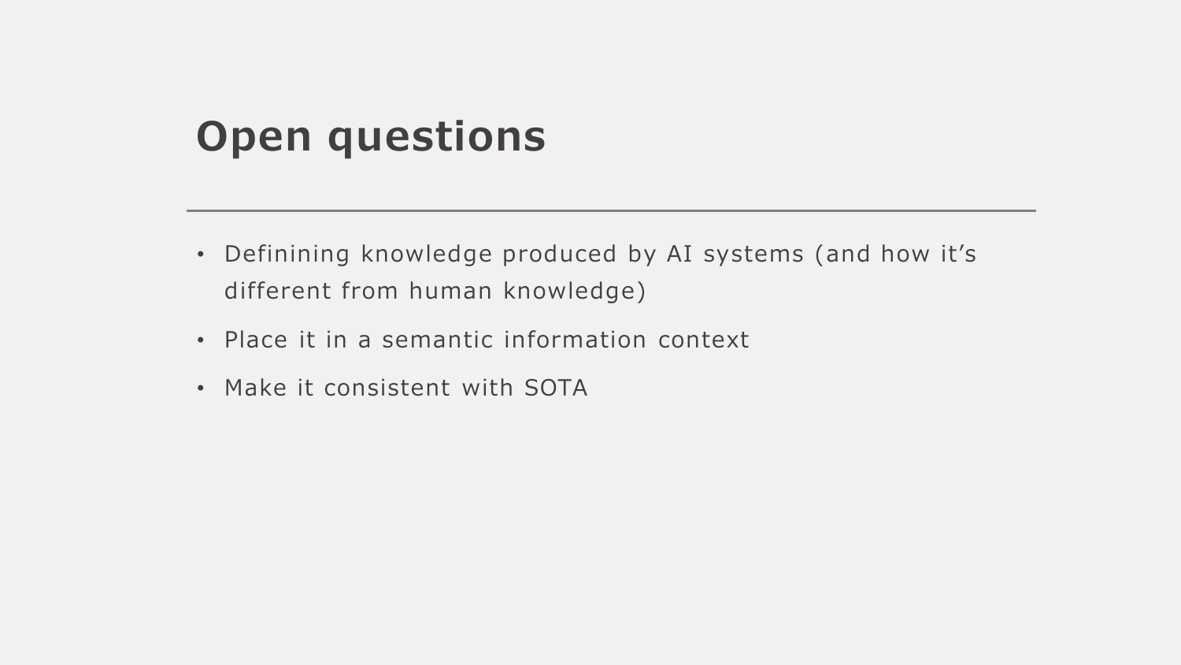# Open questions

- Definining knowledge produced by AI systems (and how it's different from human knowledge)
- Place it in a semantic information context
- Make it consistent with SOTA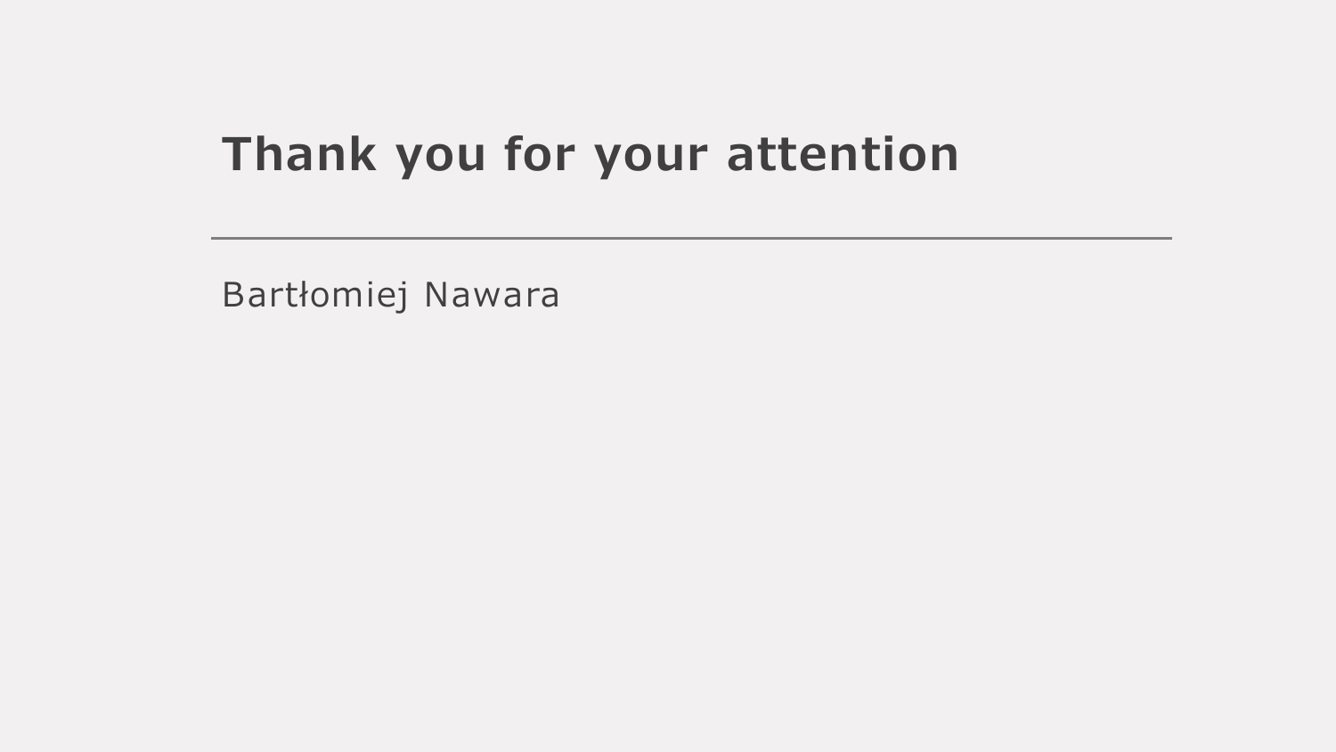# Thank you for your attention

---

Bartłomiej Nawara